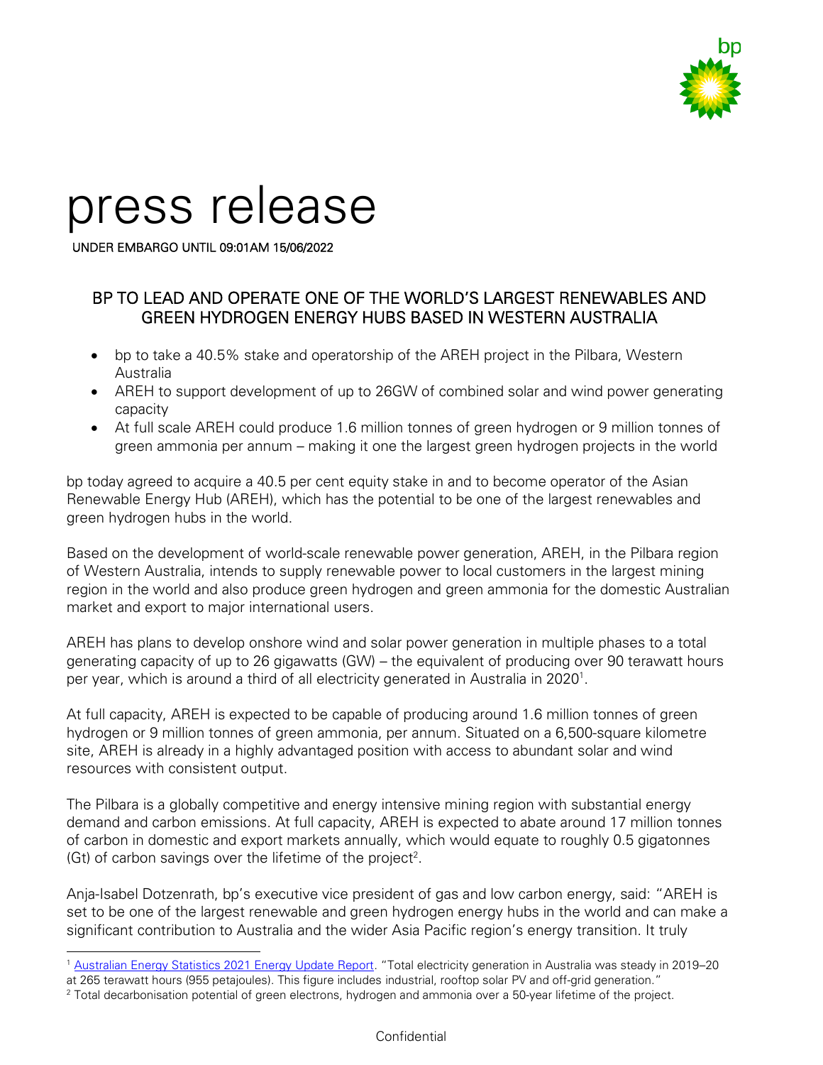# press release

UNDER EMBARGO UNTIL 09:01AM 15/06/2022

## BP TO LEAD AND OPERATE ONE OF THE WORLD'S LARGEST RENEWABLES AND GREEN HYDROGEN ENERGY HUBS BASED IN WESTERN AUSTRALIA

- bp to take a 40.5% stake and operatorship of the AREH project in the Pilbara, Western Australia
- AREH to support development of up to 26GW of combined solar and wind power generating capacity
- At full scale AREH could produce 1.6 million tonnes of green hydrogen or 9 million tonnes of green ammonia per annum – making it one the largest green hydrogen projects in the world

bp today agreed to acquire a 40.5 per cent equity stake in and to become operator of the Asian Renewable Energy Hub (AREH), which has the potential to be one of the largest renewables and green hydrogen hubs in the world.

Based on the development of world-scale renewable power generation, AREH, in the Pilbara region of Western Australia, intends to supply renewable power to local customers in the largest mining region in the world and also produce green hydrogen and green ammonia for the domestic Australian market and export to major international users.

AREH has plans to develop onshore wind and solar power generation in multiple phases to a total generating capacity of up to 26 gigawatts (GW) – the equivalent of producing over 90 terawatt hours per year, which is around a third of all electricity generated in Australia in 2020[1].

At full capacity, AREH is expected to be capable of producing around 1.6 million tonnes of green hydrogen or 9 million tonnes of green ammonia, per annum. Situated on a 6,500-square kilometre site, AREH is already in a highly advantaged position with access to abundant solar and wind resources with consistent output.

The Pilbara is a globally competitive and energy intensive mining region with substantial energy demand and carbon emissions. At full capacity, AREH is expected to abate around 17 million tonnes of carbon in domestic and export markets annually, which would equate to roughly 0.5 gigatonnes (Gt) of carbon savings over the lifetime of the project[2].

Anja-Isabel Dotzenrath, bp's executive vice president of gas and low carbon energy, said: "AREH is set to be one of the largest renewable and green hydrogen energy hubs in the world and can make a significant contribution to Australia and the wider Asia Pacific region's energy transition. It truly

---

[1] Australian Energy Statistics 2021 Energy Update Report. "Total electricity generation in Australia was steady in 2019–20 at 265 terawatt hours (955 petajoules). This figure includes industrial, rooftop solar PV and off-grid generation."

[2] Total decarbonisation potential of green electrons, hydrogen and ammonia over a 50-year lifetime of the project.

Confidential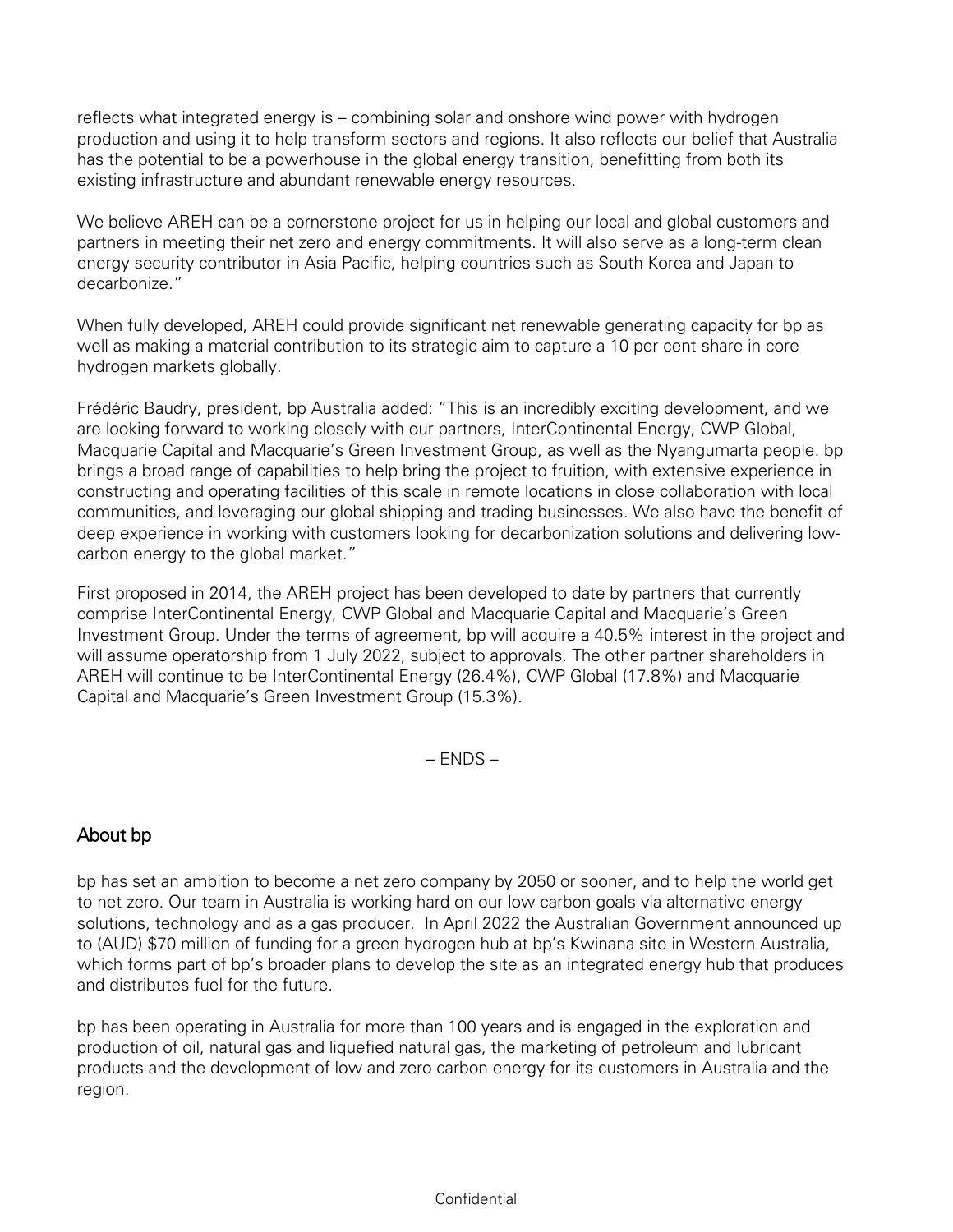reflects what integrated energy is – combining solar and onshore wind power with hydrogen production and using it to help transform sectors and regions. It also reflects our belief that Australia has the potential to be a powerhouse in the global energy transition, benefitting from both its existing infrastructure and abundant renewable energy resources.

We believe AREH can be a cornerstone project for us in helping our local and global customers and partners in meeting their net zero and energy commitments. It will also serve as a long-term clean energy security contributor in Asia Pacific, helping countries such as South Korea and Japan to decarbonize."

When fully developed, AREH could provide significant net renewable generating capacity for bp as well as making a material contribution to its strategic aim to capture a 10 per cent share in core hydrogen markets globally.

Frédéric Baudry, president, bp Australia added: "This is an incredibly exciting development, and we are looking forward to working closely with our partners, InterContinental Energy, CWP Global, Macquarie Capital and Macquarie's Green Investment Group, as well as the Nyangumarta people. bp brings a broad range of capabilities to help bring the project to fruition, with extensive experience in constructing and operating facilities of this scale in remote locations in close collaboration with local communities, and leveraging our global shipping and trading businesses. We also have the benefit of deep experience in working with customers looking for decarbonization solutions and delivering low-carbon energy to the global market."

First proposed in 2014, the AREH project has been developed to date by partners that currently comprise InterContinental Energy, CWP Global and Macquarie Capital and Macquarie's Green Investment Group. Under the terms of agreement, bp will acquire a 40.5% interest in the project and will assume operatorship from 1 July 2022, subject to approvals. The other partner shareholders in AREH will continue to be InterContinental Energy (26.4%), CWP Global (17.8%) and Macquarie Capital and Macquarie's Green Investment Group (15.3%).

– ENDS –

## About bp

bp has set an ambition to become a net zero company by 2050 or sooner, and to help the world get to net zero. Our team in Australia is working hard on our low carbon goals via alternative energy solutions, technology and as a gas producer. In April 2022 the Australian Government announced up to (AUD) $70 million of funding for a green hydrogen hub at bp's Kwinana site in Western Australia, which forms part of bp's broader plans to develop the site as an integrated energy hub that produces and distributes fuel for the future.

bp has been operating in Australia for more than 100 years and is engaged in the exploration and production of oil, natural gas and liquefied natural gas, the marketing of petroleum and lubricant products and the development of low and zero carbon energy for its customers in Australia and the region.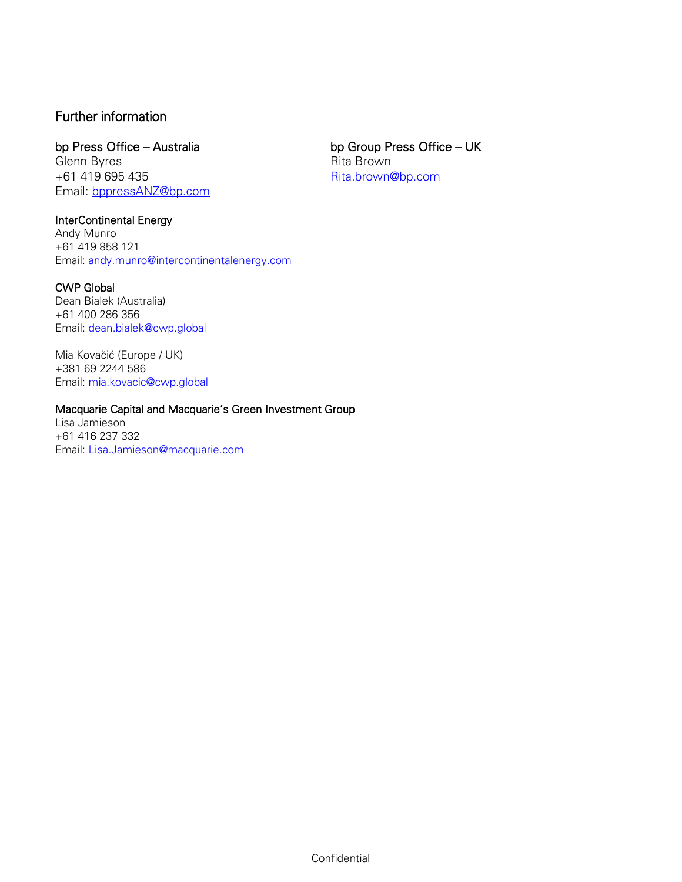## Further information

**bp Press Office – Australia**
Glenn Byres
+61 419 695 435
Email: bppressANZ@bp.com

**bp Group Press Office – UK**
Rita Brown
Rita.brown@bp.com

**InterContinental Energy**
Andy Munro
+61 419 858 121
Email: andy.munro@intercontinentalenergy.com

**CWP Global**
Dean Bialek (Australia)
+61 400 286 356
Email: dean.bialek@cwp.global

Mia Kovačić (Europe / UK)
+381 69 2244 586
Email: mia.kovacic@cwp.global

**Macquarie Capital and Macquarie's Green Investment Group**
Lisa Jamieson
+61 416 237 332
Email: Lisa.Jamieson@macquarie.com

Confidential